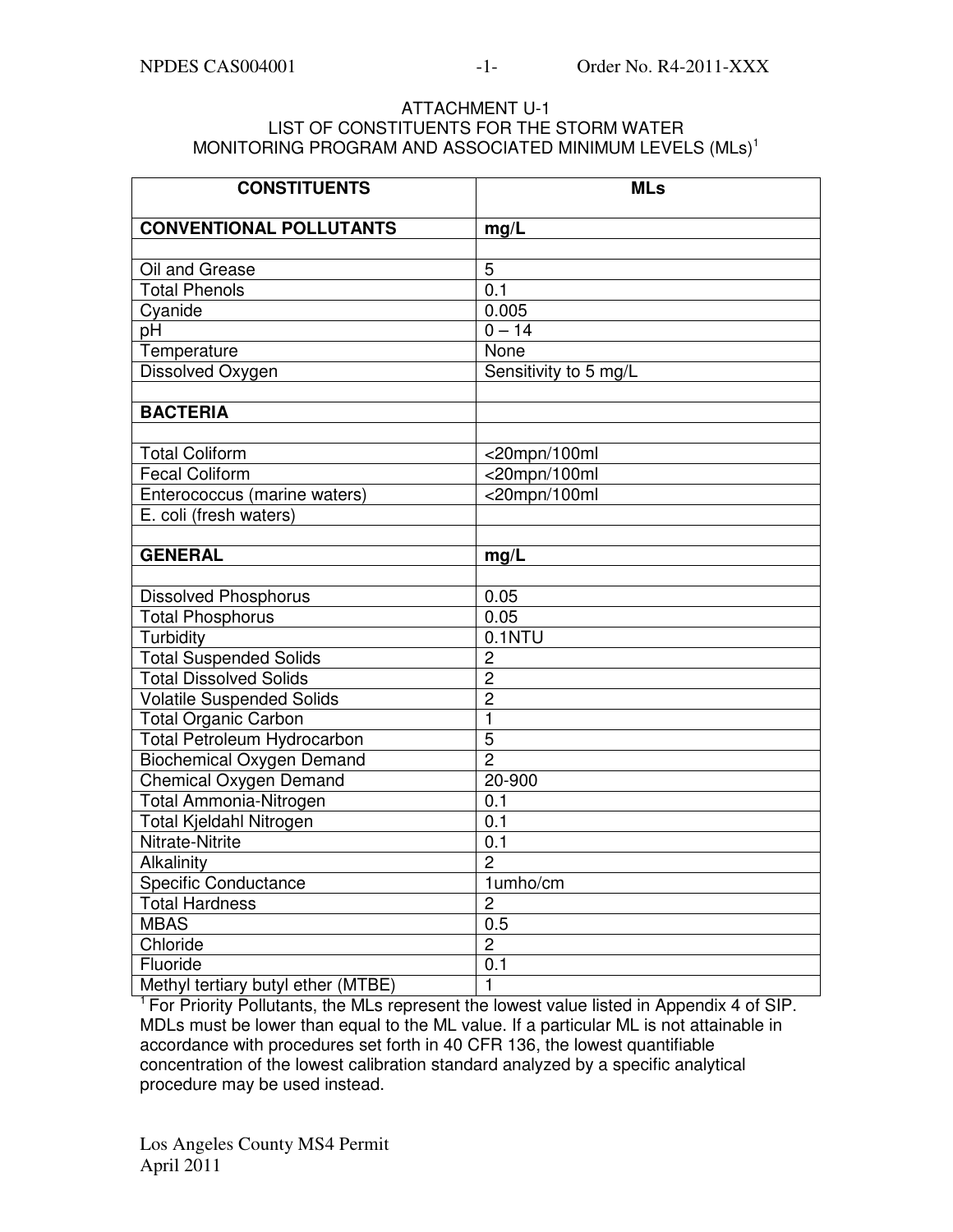# ATTACHMENT U-1
## LIST OF CONSTITUENTS FOR THE STORM WATER MONITORING PROGRAM AND ASSOCIATED MINIMUM LEVELS (MLs)[1]

| CONSTITUENTS | MLs |
|---|---|
| **CONVENTIONAL POLLUTANTS** | **mg/L** |
| | |
| Oil and Grease | 5 |
| Total Phenols | 0.1 |
| Cyanide | 0.005 |
| pH | 0 – 14 |
| Temperature | None |
| Dissolved Oxygen | Sensitivity to 5 mg/L |
| | |
| **BACTERIA** | |
| | |
| Total Coliform | <20mpn/100ml |
| Fecal Coliform | <20mpn/100ml |
| Enterococcus (marine waters) | <20mpn/100ml |
| E. coli (fresh waters) | |
| | |
| **GENERAL** | **mg/L** |
| | |
| Dissolved Phosphorus | 0.05 |
| Total Phosphorus | 0.05 |
| Turbidity | 0.1NTU |
| Total Suspended Solids | 2 |
| Total Dissolved Solids | 2 |
| Volatile Suspended Solids | 2 |
| Total Organic Carbon | 1 |
| Total Petroleum Hydrocarbon | 5 |
| Biochemical Oxygen Demand | 2 |
| Chemical Oxygen Demand | 20-900 |
| Total Ammonia-Nitrogen | 0.1 |
| Total Kjeldahl Nitrogen | 0.1 |
| Nitrate-Nitrite | 0.1 |
| Alkalinity | 2 |
| Specific Conductance | 1umho/cm |
| Total Hardness | 2 |
| MBAS | 0.5 |
| Chloride | 2 |
| Fluoride | 0.1 |
| Methyl tertiary butyl ether (MTBE) | 1 |

[1] For Priority Pollutants, the MLs represent the lowest value listed in Appendix 4 of SIP. MDLs must be lower than equal to the ML value. If a particular ML is not attainable in accordance with procedures set forth in 40 CFR 136, the lowest quantifiable concentration of the lowest calibration standard analyzed by a specific analytical procedure may be used instead.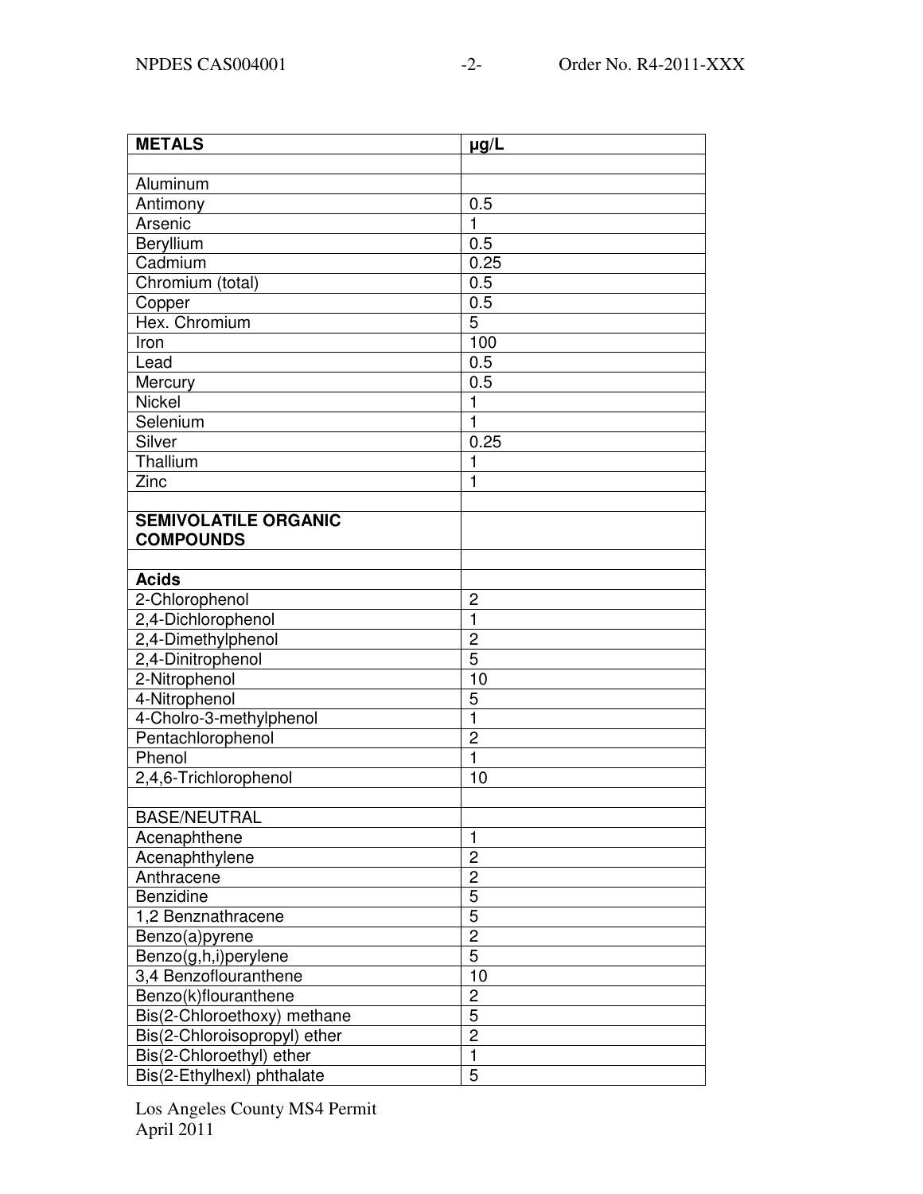| METALS | µg/L |
|---|---|
| | |
| Aluminum | |
| Antimony | 0.5 |
| Arsenic | 1 |
| Beryllium | 0.5 |
| Cadmium | 0.25 |
| Chromium (total) | 0.5 |
| Copper | 0.5 |
| Hex. Chromium | 5 |
| Iron | 100 |
| Lead | 0.5 |
| Mercury | 0.5 |
| Nickel | 1 |
| Selenium | 1 |
| Silver | 0.25 |
| Thallium | 1 |
| Zinc | 1 |
| | |
| **SEMIVOLATILE ORGANIC COMPOUNDS** | |
| | |
| **Acids** | |
| 2-Chlorophenol | 2 |
| 2,4-Dichlorophenol | 1 |
| 2,4-Dimethylphenol | 2 |
| 2,4-Dinitrophenol | 5 |
| 2-Nitrophenol | 10 |
| 4-Nitrophenol | 5 |
| 4-Cholro-3-methylphenol | 1 |
| Pentachlorophenol | 2 |
| Phenol | 1 |
| 2,4,6-Trichlorophenol | 10 |
| | |
| BASE/NEUTRAL | |
| Acenaphthene | 1 |
| Acenaphthylene | 2 |
| Anthracene | 2 |
| Benzidine | 5 |
| 1,2 Benznathracene | 5 |
| Benzo(a)pyrene | 2 |
| Benzo(g,h,i)perylene | 5 |
| 3,4 Benzoflouranthene | 10 |
| Benzo(k)flouranthene | 2 |
| Bis(2-Chloroethoxy) methane | 5 |
| Bis(2-Chloroisopropyl) ether | 2 |
| Bis(2-Chloroethyl) ether | 1 |
| Bis(2-Ethylhexl) phthalate | 5 |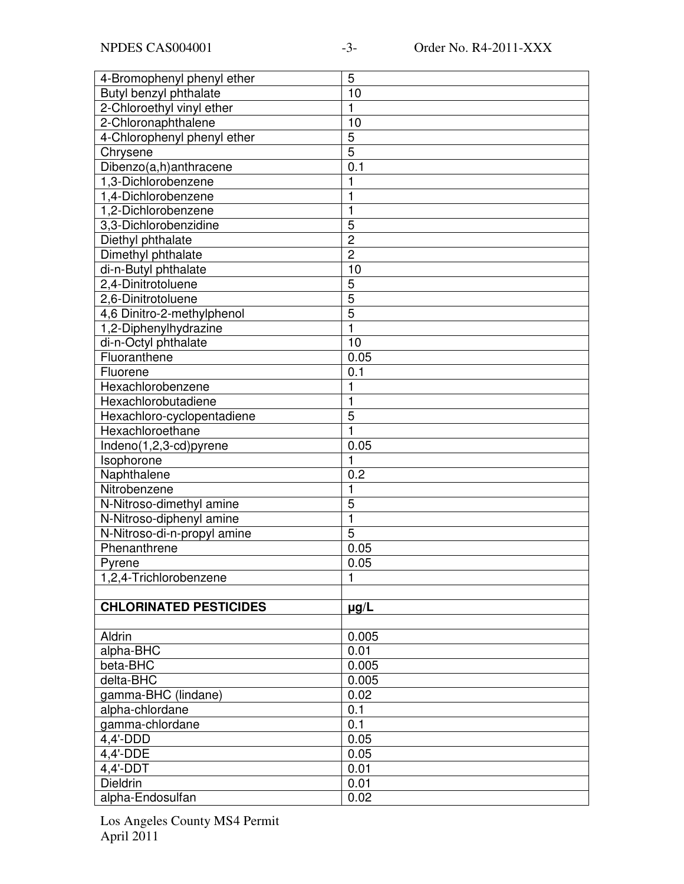| | |
|---|---|
| 4-Bromophenyl phenyl ether | 5 |
| Butyl benzyl phthalate | 10 |
| 2-Chloroethyl vinyl ether | 1 |
| 2-Chloronaphthalene | 10 |
| 4-Chlorophenyl phenyl ether | 5 |
| Chrysene | 5 |
| Dibenzo(a,h)anthracene | 0.1 |
| 1,3-Dichlorobenzene | 1 |
| 1,4-Dichlorobenzene | 1 |
| 1,2-Dichlorobenzene | 1 |
| 3,3-Dichlorobenzidine | 5 |
| Diethyl phthalate | 2 |
| Dimethyl phthalate | 2 |
| di-n-Butyl phthalate | 10 |
| 2,4-Dinitrotoluene | 5 |
| 2,6-Dinitrotoluene | 5 |
| 4,6 Dinitro-2-methylphenol | 5 |
| 1,2-Diphenylhydrazine | 1 |
| di-n-Octyl phthalate | 10 |
| Fluoranthene | 0.05 |
| Fluorene | 0.1 |
| Hexachlorobenzene | 1 |
| Hexachlorobutadiene | 1 |
| Hexachloro-cyclopentadiene | 5 |
| Hexachloroethane | 1 |
| Indeno(1,2,3-cd)pyrene | 0.05 |
| Isophorone | 1 |
| Naphthalene | 0.2 |
| Nitrobenzene | 1 |
| N-Nitroso-dimethyl amine | 5 |
| N-Nitroso-diphenyl amine | 1 |
| N-Nitroso-di-n-propyl amine | 5 |
| Phenanthrene | 0.05 |
| Pyrene | 0.05 |
| 1,2,4-Trichlorobenzene | 1 |
| | |
| **CHLORINATED PESTICIDES** | **µg/L** |
| | |
| Aldrin | 0.005 |
| alpha-BHC | 0.01 |
| beta-BHC | 0.005 |
| delta-BHC | 0.005 |
| gamma-BHC (lindane) | 0.02 |
| alpha-chlordane | 0.1 |
| gamma-chlordane | 0.1 |
| 4,4'-DDD | 0.05 |
| 4,4'-DDE | 0.05 |
| 4,4'-DDT | 0.01 |
| Dieldrin | 0.01 |
| alpha-Endosulfan | 0.02 |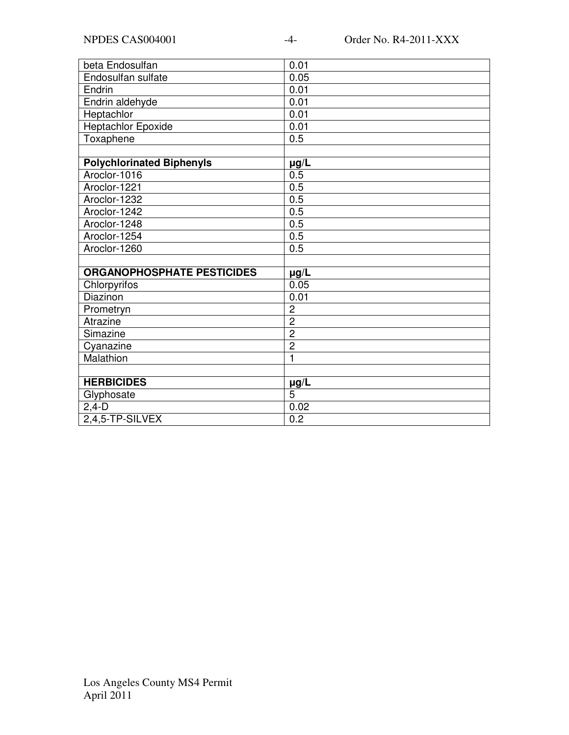| | |
|---|---|
| beta Endosulfan | 0.01 |
| Endosulfan sulfate | 0.05 |
| Endrin | 0.01 |
| Endrin aldehyde | 0.01 |
| Heptachlor | 0.01 |
| Heptachlor Epoxide | 0.01 |
| Toxaphene | 0.5 |
| | |
| **Polychlorinated Biphenyls** | **μg/L** |
| Aroclor-1016 | 0.5 |
| Aroclor-1221 | 0.5 |
| Aroclor-1232 | 0.5 |
| Aroclor-1242 | 0.5 |
| Aroclor-1248 | 0.5 |
| Aroclor-1254 | 0.5 |
| Aroclor-1260 | 0.5 |
| | |
| **ORGANOPHOSPHATE PESTICIDES** | **μg/L** |
| Chlorpyrifos | 0.05 |
| Diazinon | 0.01 |
| Prometryn | 2 |
| Atrazine | 2 |
| Simazine | 2 |
| Cyanazine | 2 |
| Malathion | 1 |
| | |
| **HERBICIDES** | **μg/L** |
| Glyphosate | 5 |
| 2,4-D | 0.02 |
| 2,4,5-TP-SILVEX | 0.2 |